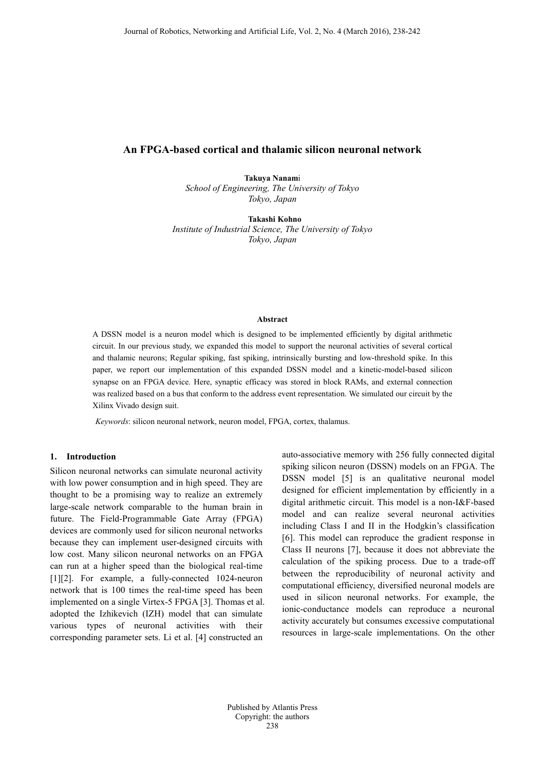# An FPGA-based cortical and thalamic silicon neuronal network

**Takuya Nanami**
*School of Engineering, The University of Tokyo*
*Tokyo, Japan*

**Takashi Kohno**
*Institute of Industrial Science, The University of Tokyo*
*Tokyo, Japan*

#### Abstract

A DSSN model is a neuron model which is designed to be implemented efficiently by digital arithmetic circuit. In our previous study, we expanded this model to support the neuronal activities of several cortical and thalamic neurons; Regular spiking, fast spiking, intrinsically bursting and low-threshold spike. In this paper, we report our implementation of this expanded DSSN model and a kinetic-model-based silicon synapse on an FPGA device. Here, synaptic efficacy was stored in block RAMs, and external connection was realized based on a bus that conform to the address event representation. We simulated our circuit by the Xilinx Vivado design suit.

*Keywords*: silicon neuronal network, neuron model, FPGA, cortex, thalamus.

## 1. Introduction

Silicon neuronal networks can simulate neuronal activity with low power consumption and in high speed. They are thought to be a promising way to realize an extremely large-scale network comparable to the human brain in future. The Field-Programmable Gate Array (FPGA) devices are commonly used for silicon neuronal networks because they can implement user-designed circuits with low cost. Many silicon neuronal networks on an FPGA can run at a higher speed than the biological real-time [1][2]. For example, a fully-connected 1024-neuron network that is 100 times the real-time speed has been implemented on a single Virtex-5 FPGA [3]. Thomas et al. adopted the Izhikevich (IZH) model that can simulate various types of neuronal activities with their corresponding parameter sets. Li et al. [4] constructed an auto-associative memory with 256 fully connected digital spiking silicon neuron (DSSN) models on an FPGA. The DSSN model [5] is an qualitative neuronal model designed for efficient implementation by efficiently in a digital arithmetic circuit. This model is a non-I&F-based model and can realize several neuronal activities including Class I and II in the Hodgkin's classification [6]. This model can reproduce the gradient response in Class II neurons [7], because it does not abbreviate the calculation of the spiking process. Due to a trade-off between the reproducibility of neuronal activity and computational efficiency, diversified neuronal models are used in silicon neuronal networks. For example, the ionic-conductance models can reproduce a neuronal activity accurately but consumes excessive computational resources in large-scale implementations. On the other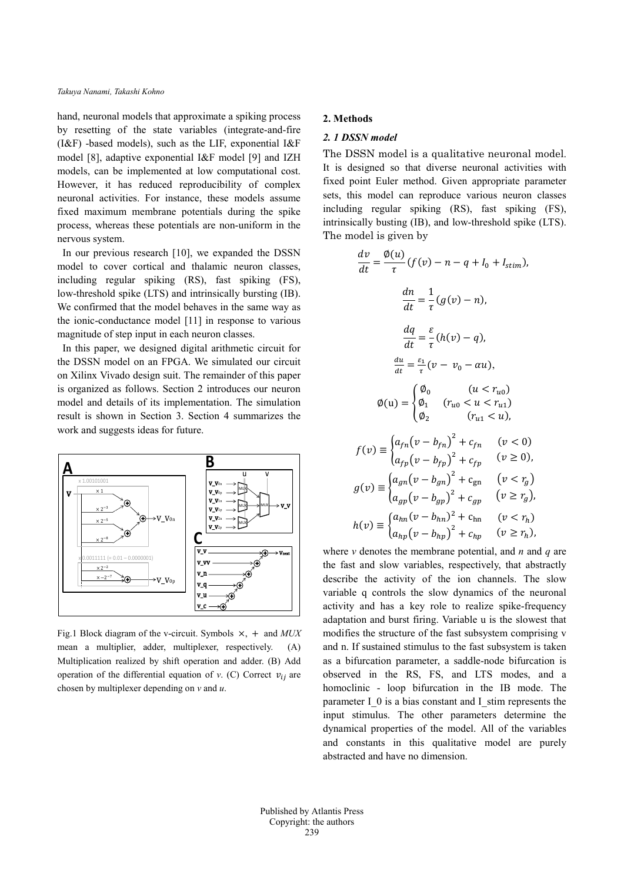hand, neuronal models that approximate a spiking process by resetting of the state variables (integrate-and-fire (I&F) -based models), such as the LIF, exponential I&F model [8], adaptive exponential I&F model [9] and IZH models, can be implemented at low computational cost. However, it has reduced reproducibility of complex neuronal activities. For instance, these models assume fixed maximum membrane potentials during the spike process, whereas these potentials are non-uniform in the nervous system.

In our previous research [10], we expanded the DSSN model to cover cortical and thalamic neuron classes, including regular spiking (RS), fast spiking (FS), low-threshold spike (LTS) and intrinsically bursting (IB). We confirmed that the model behaves in the same way as the ionic-conductance model [11] in response to various magnitude of step input in each neuron classes.

In this paper, we designed digital arithmetic circuit for the DSSN model on an FPGA. We simulated our circuit on Xilinx Vivado design suit. The remainder of this paper is organized as follows. Section 2 introduces our neuron model and details of its implementation. The simulation result is shown in Section 3. Section 4 summarizes the work and suggests ideas for future.

A

x 1.00101001

V

× 1

× $2^{-3}$

× $2^{-5}$

× $2^{-8}$

V_V0n

x 0.0011111 (= 0.01 − 0.0000001)

× $2^{-2}$

× $-2^{-7}$

V_V0p

B

u v

V_V0n

V_V0p

V_V1n

V_V1p

V_V2n

V_V2p

MUX

MUX

MUX

MUX

V_V

C

V_V

V_VV

V_n

V_q

V_u

V_c

Vnext

Fig.1 Block diagram of the v-circuit. Symbols ×, + and *MUX* mean a multiplier, adder, multiplexer, respectively. (A) Multiplication realized by shift operation and adder. (B) Add operation of the differential equation of *v*. (C) Correct $v_{ij}$ are chosen by multiplexer depending on *v* and *u*.

## 2. Methods

### *2. 1 DSSN model*

The DSSN model is a qualitative neuronal model. It is designed so that diverse neuronal activities with fixed point Euler method. Given appropriate parameter sets, this model can reproduce various neuron classes including regular spiking (RS), fast spiking (FS), intrinsically busting (IB), and low-threshold spike (LTS). The model is given by

$$\frac{dv}{dt} = \frac{\emptyset(u)}{\tau}(f(v) - n - q + I_0 + I_{stim}),$$

$$\frac{dn}{dt} = \frac{1}{\tau}(g(v) - n),$$

$$\frac{dq}{dt} = \frac{\varepsilon}{\tau}(h(v) - q),$$

$$\frac{du}{dt} = \frac{\varepsilon_1}{\tau}(v - v_0 - \alpha u),$$

$$\emptyset(u) = \begin{cases} \emptyset_0 & (u < r_{u0}) \\ \emptyset_1 & (r_{u0} < u < r_{u1}) \\ \emptyset_2 & (r_{u1} < u), \end{cases}$$

$$f(v) \equiv \begin{cases} a_{fn}(v - b_{fn})^2 + c_{fn} & (v < 0) \\ a_{fp}(v - b_{fp})^2 + c_{fp} & (v \geq 0), \end{cases}$$

$$g(v) \equiv \begin{cases} a_{gn}(v - b_{gn})^2 + c_{gn} & (v < r_g) \\ a_{gp}(v - b_{gp})^2 + c_{gp} & (v \geq r_g), \end{cases}$$

$$h(v) \equiv \begin{cases} a_{hn}(v - b_{hn})^2 + c_{hn} & (v < r_h) \\ a_{hp}(v - b_{hp})^2 + c_{hp} & (v \geq r_h), \end{cases}$$

where *v* denotes the membrane potential, and *n* and *q* are the fast and slow variables, respectively, that abstractly describe the activity of the ion channels. The slow variable q controls the slow dynamics of the neuronal activity and has a key role to realize spike-frequency adaptation and burst firing. Variable u is the slowest that modifies the structure of the fast subsystem comprising v and n. If sustained stimulus to the fast subsystem is taken as a bifurcation parameter, a saddle-node bifurcation is observed in the RS, FS, and LTS modes, and a homoclinic - loop bifurcation in the IB mode. The parameter I_0 is a bias constant and I_stim represents the input stimulus. The other parameters determine the dynamical properties of the model. All of the variables and constants in this qualitative model are purely abstracted and have no dimension.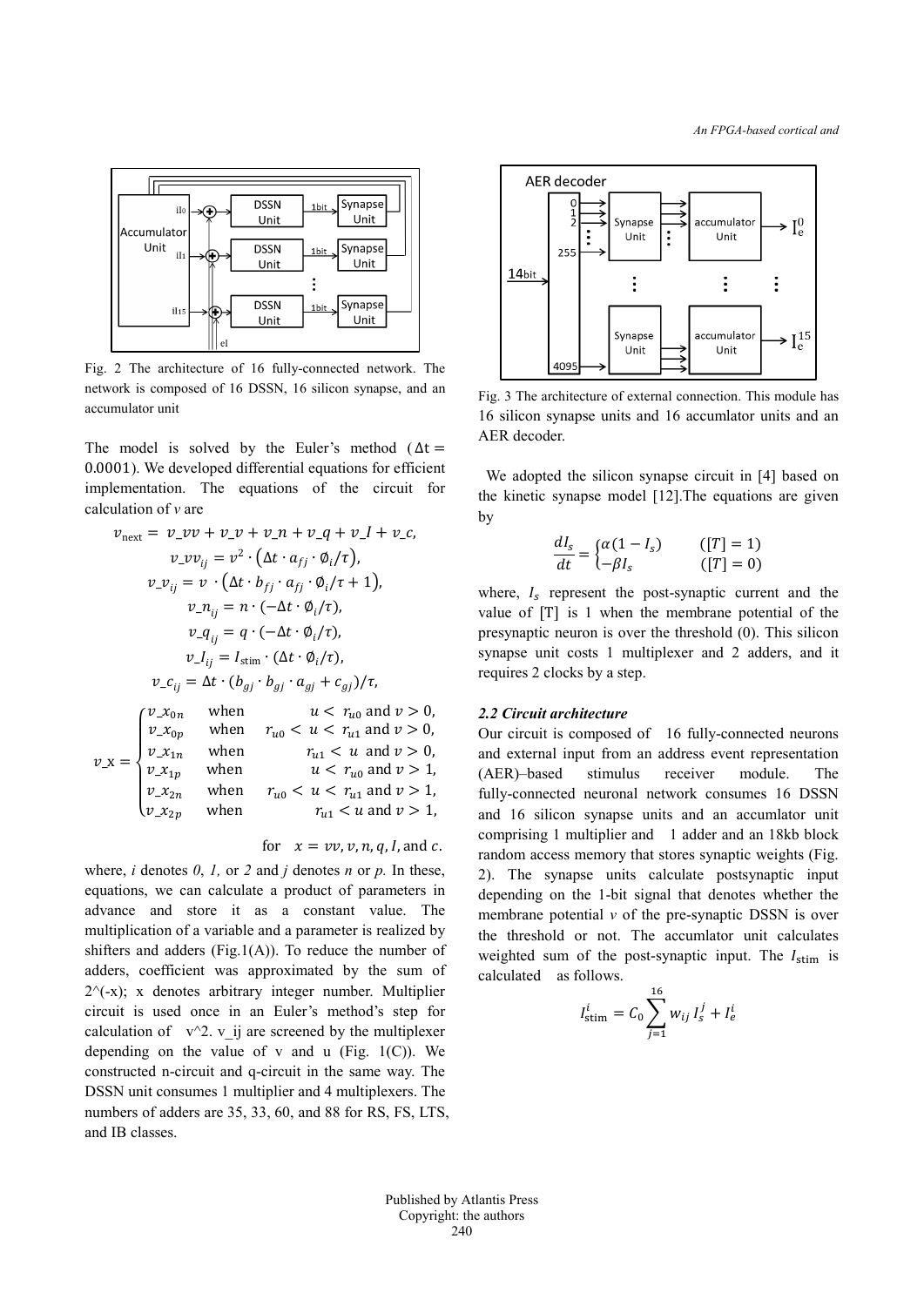Fig. 2 The architecture of 16 fully-connected network. The network is composed of 16 DSSN, 16 silicon synapse, and an accumulator unit

The model is solved by the Euler's method ($\Delta t = 0.0001$). We developed differential equations for efficient implementation. The equations of the circuit for calculation of *v* are

$$v_{\text{next}} = v\_vv + v\_v + v\_n + v\_q + v\_I + v\_c,$$

$$v\_vv_{ij} = v^2 \cdot \left(\Delta t \cdot a_{fj} \cdot \emptyset_i/\tau\right),$$

$$v\_v_{ij} = v \cdot \left(\Delta t \cdot b_{fj} \cdot a_{fj} \cdot \emptyset_i/\tau + 1\right),$$

$$v\_n_{ij} = n \cdot (-\Delta t \cdot \emptyset_i/\tau),$$

$$v\_q_{ij} = q \cdot (-\Delta t \cdot \emptyset_i/\tau),$$

$$v\_I_{ij} = I_{\text{stim}} \cdot (\Delta t \cdot \emptyset_i/\tau),$$

$$v\_c_{ij} = \Delta t \cdot (b_{gj} \cdot b_{gj} \cdot a_{gj} + c_{gj})/\tau,$$

$$v\_x = \begin{cases} v\_x_{0n} & \text{when} \quad u < r_{u0} \text{ and } v > 0, \\ v\_x_{0p} & \text{when} \quad r_{u0} < u < r_{u1} \text{ and } v > 0, \\ v\_x_{1n} & \text{when} \quad r_{u1} < u \text{ and } v > 0, \\ v\_x_{1p} & \text{when} \quad u < r_{u0} \text{ and } v > 1, \\ v\_x_{2n} & \text{when} \quad r_{u0} < u < r_{u1} \text{ and } v > 1, \\ v\_x_{2p} & \text{when} \quad r_{u1} < u \text{ and } v > 1, \end{cases}$$

$$\text{for} \quad x = vv, v, n, q, I, \text{and } c.$$

where, *i* denotes *0*, *1,* or *2* and *j* denotes *n* or *p.* In these, equations, we can calculate a product of parameters in advance and store it as a constant value. The multiplication of a variable and a parameter is realized by shifters and adders (Fig.1(A)). To reduce the number of adders, coefficient was approximated by the sum of 2^(-x); x denotes arbitrary integer number. Multiplier circuit is used once in an Euler's method's step for calculation of v^2. v_ij are screened by the multiplexer depending on the value of v and u (Fig. 1(C)). We constructed n-circuit and q-circuit in the same way. The DSSN unit consumes 1 multiplier and 4 multiplexers. The numbers of adders are 35, 33, 60, and 88 for RS, FS, LTS, and IB classes.

Fig. 3 The architecture of external connection. This module has 16 silicon synapse units and 16 accumlator units and an AER decoder.

We adopted the silicon synapse circuit in [4] based on the kinetic synapse model [12].The equations are given by

$$\frac{dI_s}{dt} = \begin{cases} \alpha(1 - I_s) & ([T] = 1) \\ -\beta I_s & ([T] = 0) \end{cases}$$

where, $I_s$ represent the post-synaptic current and the value of [T] is 1 when the membrane potential of the presynaptic neuron is over the threshold (0). This silicon synapse unit costs 1 multiplexer and 2 adders, and it requires 2 clocks by a step.

### *2.2 Circuit architecture*

Our circuit is composed of 16 fully-connected neurons and external input from an address event representation (AER)–based stimulus receiver module. The fully-connected neuronal network consumes 16 DSSN and 16 silicon synapse units and an accumlator unit comprising 1 multiplier and 1 adder and an 18kb block random access memory that stores synaptic weights (Fig. 2). The synapse units calculate postsynaptic input depending on the 1-bit signal that denotes whether the membrane potential *v* of the pre-synaptic DSSN is over the threshold or not. The accumlator unit calculates weighted sum of the post-synaptic input. The $I_{\text{stim}}$ is calculated as follows.

$$I_{\text{stim}}^i = C_0 \sum_{j=1}^{16} w_{ij} I_s^j + I_e^i$$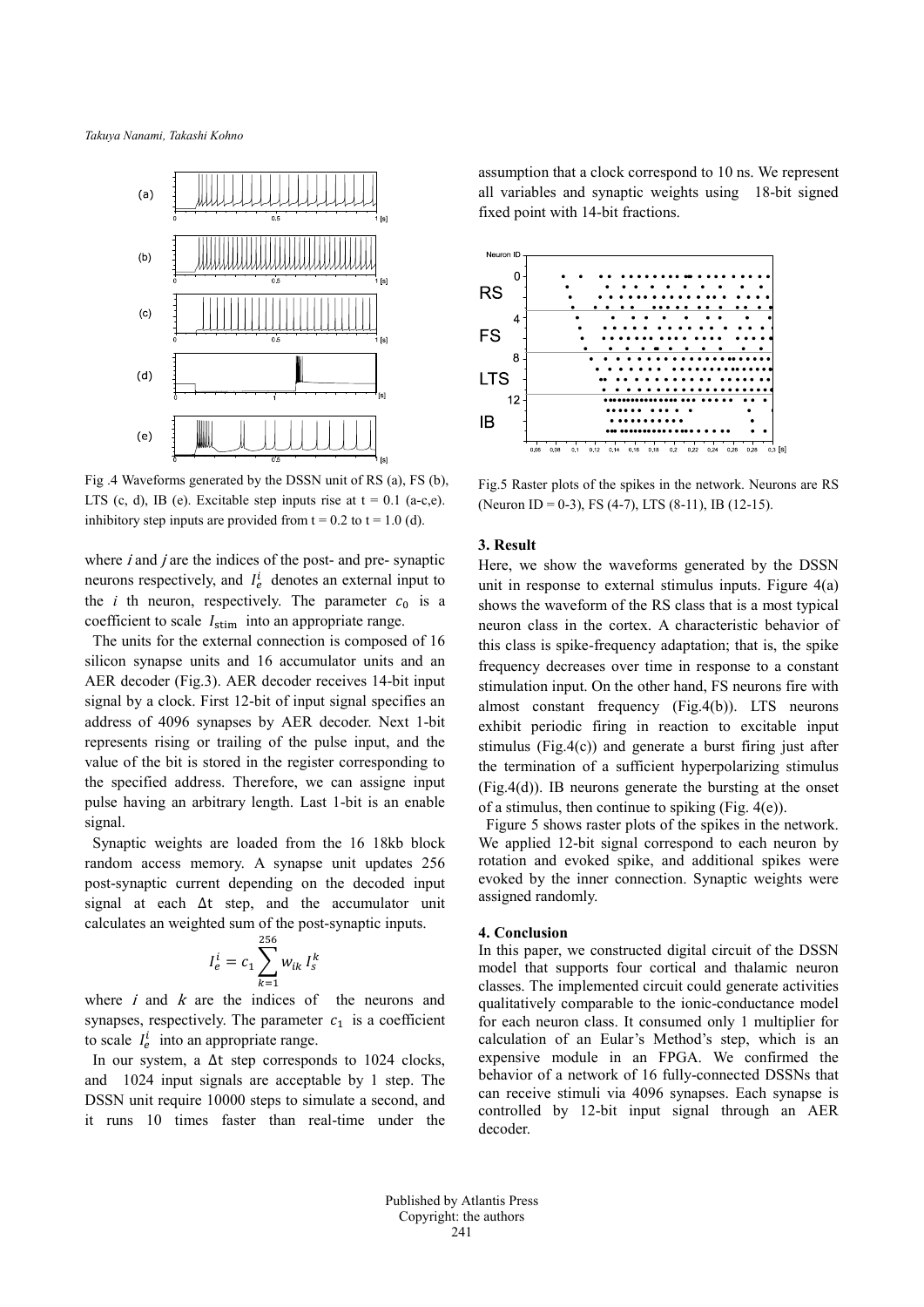(a)

0 0.5 1 [s]

(b)

0 0.5 1 [s]

(c)

0 0.5 1 [s]

(d)

0 1 [s]

(e)

0 0.5 1 [s]

Fig .4 Waveforms generated by the DSSN unit of RS (a), FS (b), LTS (c, d), IB (e). Excitable step inputs rise at t = 0.1 (a-c,e). inhibitory step inputs are provided from t = 0.2 to t = 1.0 (d).

where *i* and *j* are the indices of the post- and pre- synaptic neurons respectively, and $I_e^i$ denotes an external input to the *i* th neuron, respectively. The parameter $c_0$ is a coefficient to scale $I_{\text{stim}}$ into an appropriate range.

The units for the external connection is composed of 16 silicon synapse units and 16 accumulator units and an AER decoder (Fig.3). AER decoder receives 14-bit input signal by a clock. First 12-bit of input signal specifies an address of 4096 synapses by AER decoder. Next 1-bit represents rising or trailing of the pulse input, and the value of the bit is stored in the register corresponding to the specified address. Therefore, we can assigne input pulse having an arbitrary length. Last 1-bit is an enable signal.

Synaptic weights are loaded from the 16 18kb block random access memory. A synapse unit updates 256 post-synaptic current depending on the decoded input signal at each Δt step, and the accumulator unit calculates an weighted sum of the post-synaptic inputs.

$$I_e^i = c_1 \sum_{k=1}^{256} w_{ik} I_s^k$$

where $i$ and $k$ are the indices of the neurons and synapses, respectively. The parameter $c_1$ is a coefficient to scale $I_e^i$ into an appropriate range.

In our system, a Δt step corresponds to 1024 clocks, and 1024 input signals are acceptable by 1 step. The DSSN unit require 10000 steps to simulate a second, and it runs 10 times faster than real-time under the assumption that a clock correspond to 10 ns. We represent all variables and synaptic weights using 18-bit signed fixed point with 14-bit fractions.

Neuron ID

0 4 8 12

RS

FS

LTS

IB

0.06 0.08 0.1 0.12 0.14 0.16 0.18 0.2 0.22 0.24 0.26 0.28 0.3 [s]

Fig.5 Raster plots of the spikes in the network. Neurons are RS (Neuron ID = 0-3), FS (4-7), LTS (8-11), IB (12-15).

### 3. Result

Here, we show the waveforms generated by the DSSN unit in response to external stimulus inputs. Figure 4(a) shows the waveform of the RS class that is a most typical neuron class in the cortex. A characteristic behavior of this class is spike-frequency adaptation; that is, the spike frequency decreases over time in response to a constant stimulation input. On the other hand, FS neurons fire with almost constant frequency (Fig.4(b)). LTS neurons exhibit periodic firing in reaction to excitable input stimulus (Fig.4(c)) and generate a burst firing just after the termination of a sufficient hyperpolarizing stimulus (Fig.4(d)). IB neurons generate the bursting at the onset of a stimulus, then continue to spiking (Fig. 4(e)).

Figure 5 shows raster plots of the spikes in the network. We applied 12-bit signal correspond to each neuron by rotation and evoked spike, and additional spikes were evoked by the inner connection. Synaptic weights were assigned randomly.

### 4. Conclusion

In this paper, we constructed digital circuit of the DSSN model that supports four cortical and thalamic neuron classes. The implemented circuit could generate activities qualitatively comparable to the ionic-conductance model for each neuron class. It consumed only 1 multiplier for calculation of an Eular's Method's step, which is an expensive module in an FPGA. We confirmed the behavior of a network of 16 fully-connected DSSNs that can receive stimuli via 4096 synapses. Each synapse is controlled by 12-bit input signal through an AER decoder.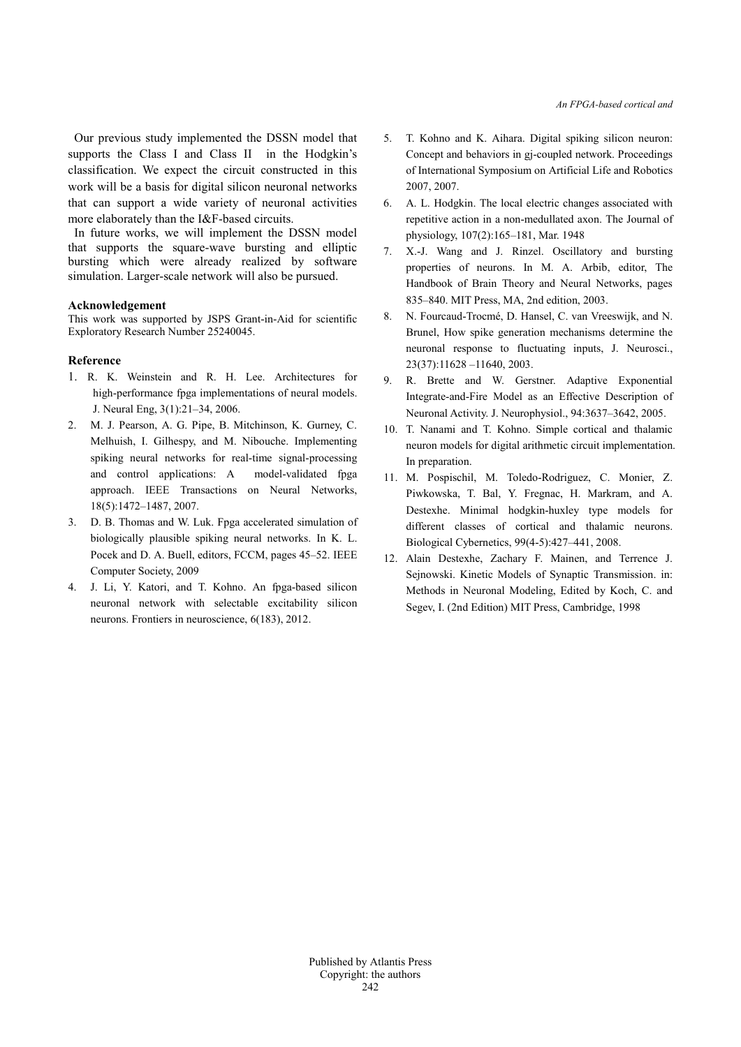Our previous study implemented the DSSN model that supports the Class I and Class II in the Hodgkin's classification. We expect the circuit constructed in this work will be a basis for digital silicon neuronal networks that can support a wide variety of neuronal activities more elaborately than the I&F-based circuits.

In future works, we will implement the DSSN model that supports the square-wave bursting and elliptic bursting which were already realized by software simulation. Larger-scale network will also be pursued.

**Acknowledgement**

This work was supported by JSPS Grant-in-Aid for scientific Exploratory Research Number 25240045.

**Reference**

1. R. K. Weinstein and R. H. Lee. Architectures for high-performance fpga implementations of neural models. J. Neural Eng, 3(1):21–34, 2006.
2. M. J. Pearson, A. G. Pipe, B. Mitchinson, K. Gurney, C. Melhuish, I. Gilhespy, and M. Nibouche. Implementing spiking neural networks for real-time signal-processing and control applications: A model-validated fpga approach. IEEE Transactions on Neural Networks, 18(5):1472–1487, 2007.
3. D. B. Thomas and W. Luk. Fpga accelerated simulation of biologically plausible spiking neural networks. In K. L. Pocek and D. A. Buell, editors, FCCM, pages 45–52. IEEE Computer Society, 2009
4. J. Li, Y. Katori, and T. Kohno. An fpga-based silicon neuronal network with selectable excitability silicon neurons. Frontiers in neuroscience, 6(183), 2012.
5. T. Kohno and K. Aihara. Digital spiking silicon neuron: Concept and behaviors in gj-coupled network. Proceedings of International Symposium on Artificial Life and Robotics 2007, 2007.
6. A. L. Hodgkin. The local electric changes associated with repetitive action in a non-medullated axon. The Journal of physiology, 107(2):165–181, Mar. 1948
7. X.-J. Wang and J. Rinzel. Oscillatory and bursting properties of neurons. In M. A. Arbib, editor, The Handbook of Brain Theory and Neural Networks, pages 835–840. MIT Press, MA, 2nd edition, 2003.
8. N. Fourcaud-Trocmé, D. Hansel, C. van Vreeswijk, and N. Brunel, How spike generation mechanisms determine the neuronal response to fluctuating inputs, J. Neurosci., 23(37):11628 –11640, 2003.
9. R. Brette and W. Gerstner. Adaptive Exponential Integrate-and-Fire Model as an Effective Description of Neuronal Activity. J. Neurophysiol., 94:3637–3642, 2005.
10. T. Nanami and T. Kohno. Simple cortical and thalamic neuron models for digital arithmetic circuit implementation. In preparation.
11. M. Pospischil, M. Toledo-Rodriguez, C. Monier, Z. Piwkowska, T. Bal, Y. Fregnac, H. Markram, and A. Destexhe. Minimal hodgkin-huxley type models for different classes of cortical and thalamic neurons. Biological Cybernetics, 99(4-5):427–441, 2008.
12. Alain Destexhe, Zachary F. Mainen, and Terrence J. Sejnowski. Kinetic Models of Synaptic Transmission. in: Methods in Neuronal Modeling, Edited by Koch, C. and Segev, I. (2nd Edition) MIT Press, Cambridge, 1998